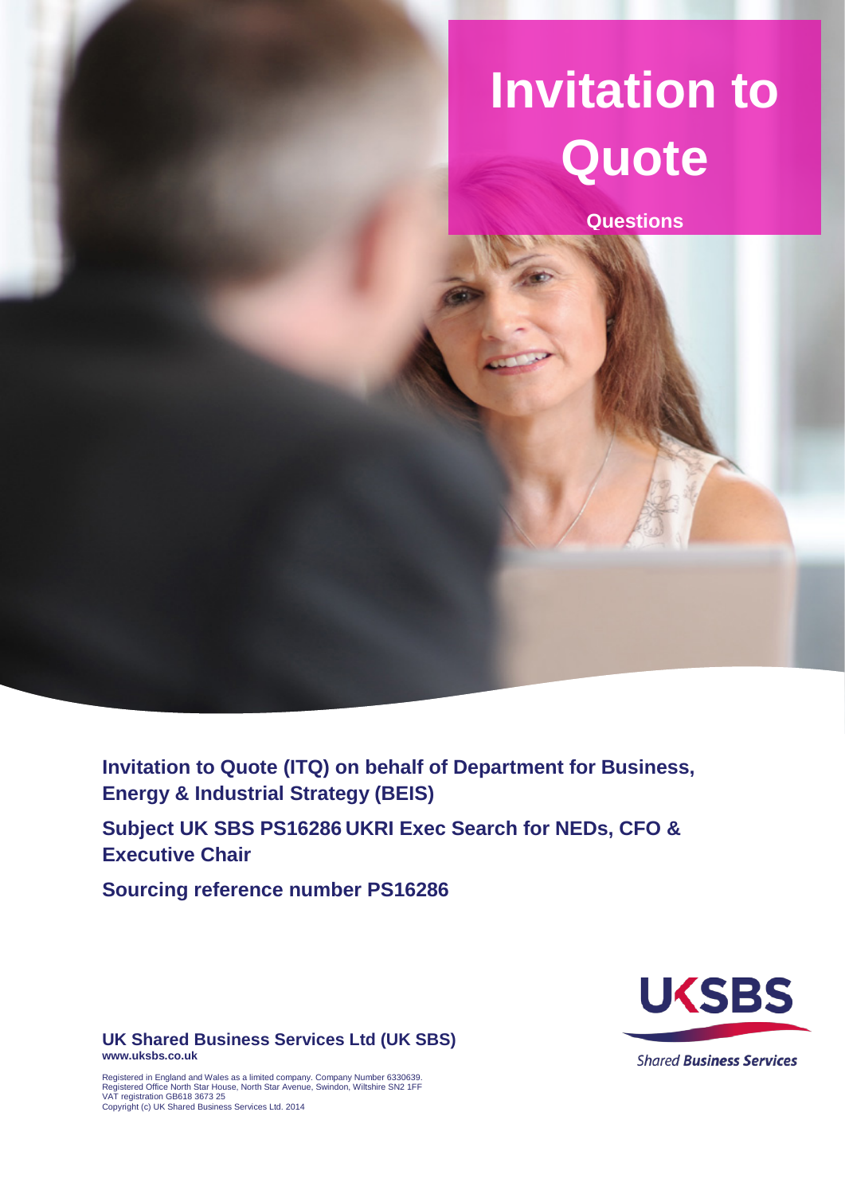# Invitation to Quote

**Questions**

**Invitation to Quote (ITQ) on behalf of Department for Business, Energy & Industrial Strategy (BEIS)**

**Subject UK SBS PS16286 UKRI Exec Search for NEDs, CFO & Executive Chair**

**Sourcing reference number PS16286**

**UK Shared Business Services Ltd (UK SBS)**
**www.uksbs.co.uk**

Registered in England and Wales as a limited company. Company Number 6330639.
Registered Office North Star House, North Star Avenue, Swindon, Wiltshire SN2 1FF
VAT registration GB618 3673 25
Copyright (c) UK Shared Business Services Ltd. 2014

UKSBS

Shared **Business Services**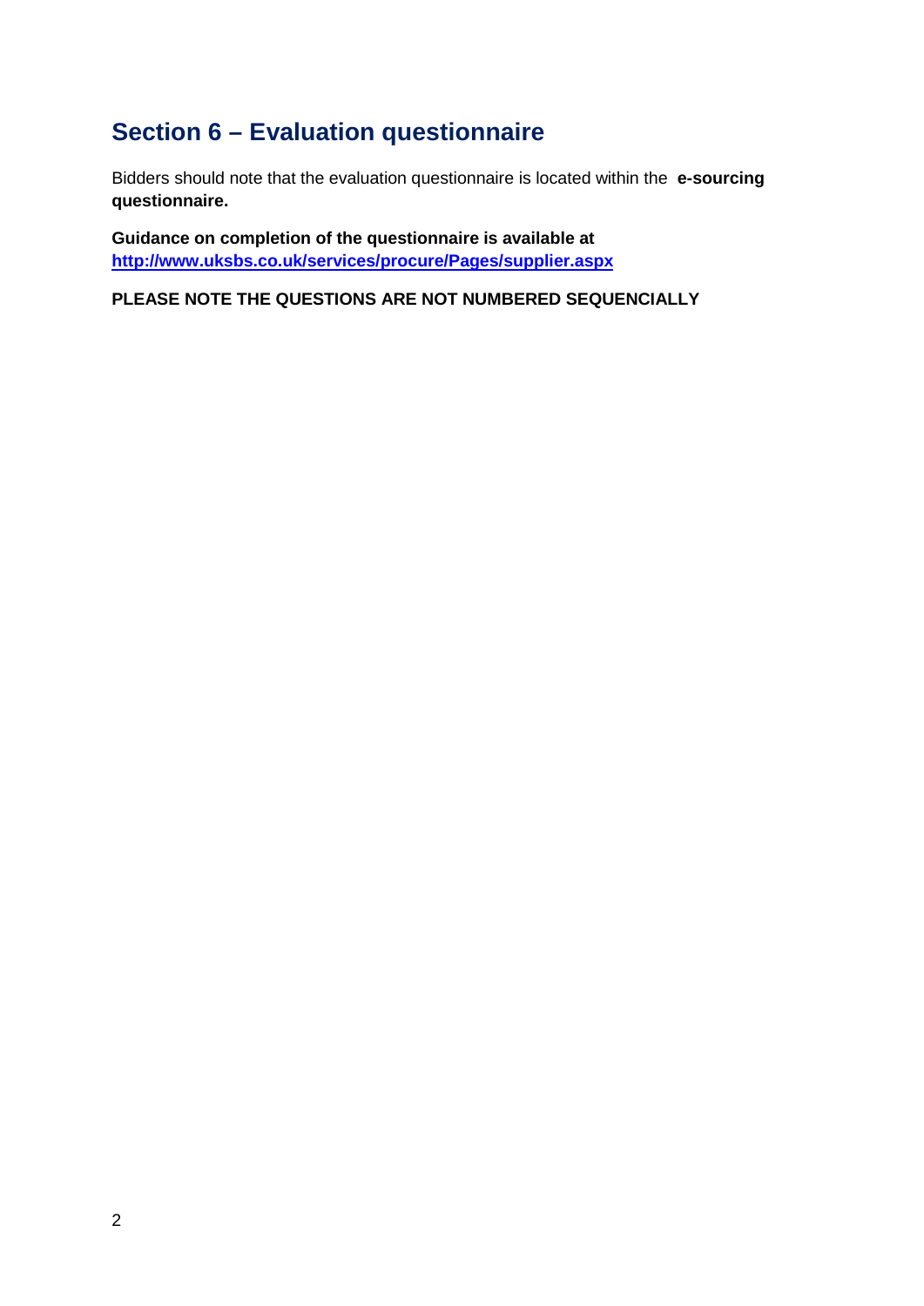# Section 6 – Evaluation questionnaire

Bidders should note that the evaluation questionnaire is located within the **e-sourcing questionnaire.**

**Guidance on completion of the questionnaire is available at [http://www.uksbs.co.uk/services/procure/Pages/supplier.aspx](http://www.uksbs.co.uk/services/procure/Pages/supplier.aspx)**

**PLEASE NOTE THE QUESTIONS ARE NOT NUMBERED SEQUENCIALLY**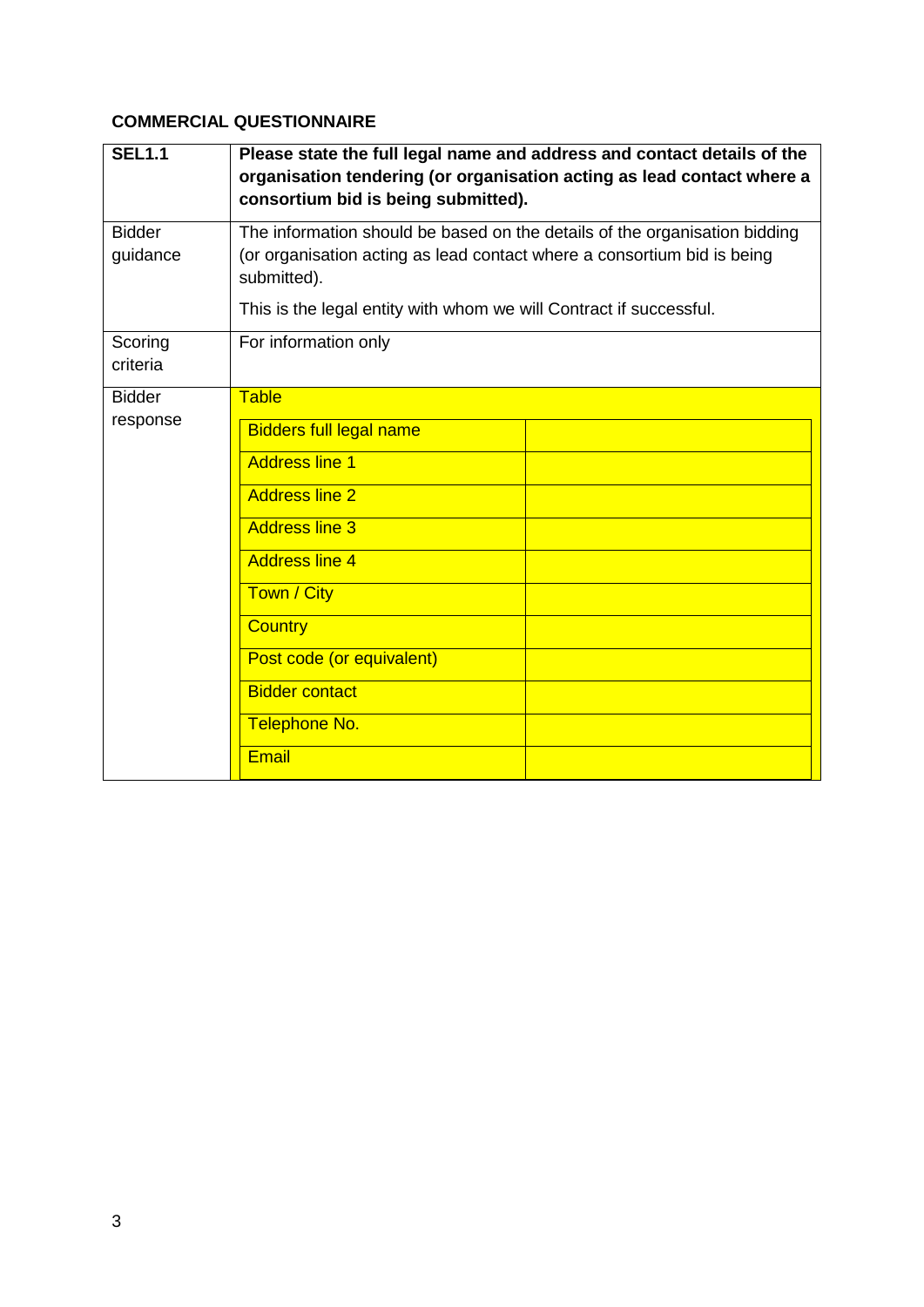**COMMERCIAL QUESTIONNAIRE**

| **SEL1.1** | **Please state the full legal name and address and contact details of the organisation tendering (or organisation acting as lead contact where a consortium bid is being submitted).** |
|---|---|
| Bidder guidance | The information should be based on the details of the organisation bidding (or organisation acting as lead contact where a consortium bid is being submitted).<br><br>This is the legal entity with whom we will Contract if successful. |
| Scoring criteria | For information only |
| Bidder response | Table |

| | |
|---|---|
| Bidders full legal name | |
| Address line 1 | |
| Address line 2 | |
| Address line 3 | |
| Address line 4 | |
| Town / City | |
| Country | |
| Post code (or equivalent) | |
| Bidder contact | |
| Telephone No. | |
| Email | |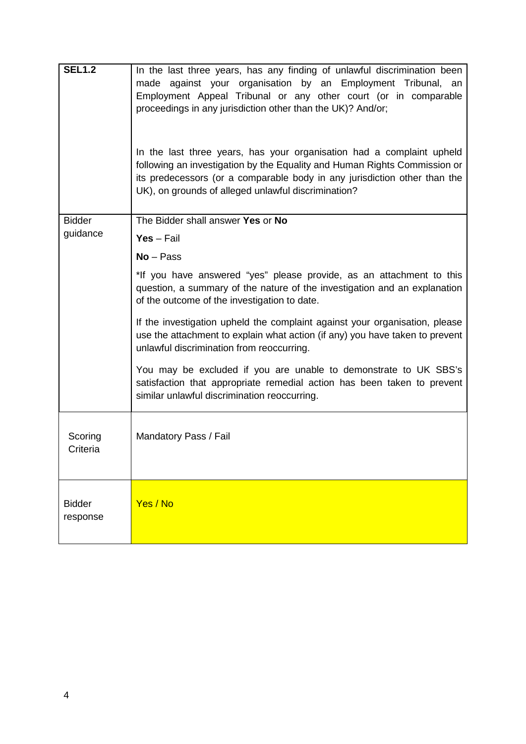| **SEL1.2** | In the last three years, has any finding of unlawful discrimination been made against your organisation by an Employment Tribunal, an Employment Appeal Tribunal or any other court (or in comparable proceedings in any jurisdiction other than the UK)? And/or;<br><br>In the last three years, has your organisation had a complaint upheld following an investigation by the Equality and Human Rights Commission or its predecessors (or a comparable body in any jurisdiction other than the UK), on grounds of alleged unlawful discrimination? |
|---|---|
| Bidder guidance | The Bidder shall answer **Yes** or **No**<br><br>**Yes** – Fail<br><br>**No** – Pass<br><br>*If you have answered "yes" please provide, as an attachment to this question, a summary of the nature of the investigation and an explanation of the outcome of the investigation to date.<br><br>If the investigation upheld the complaint against your organisation, please use the attachment to explain what action (if any) you have taken to prevent unlawful discrimination from reoccurring.<br><br>You may be excluded if you are unable to demonstrate to UK SBS's satisfaction that appropriate remedial action has been taken to prevent similar unlawful discrimination reoccurring. |
| Scoring Criteria | Mandatory Pass / Fail |
| Bidder response | Yes / No |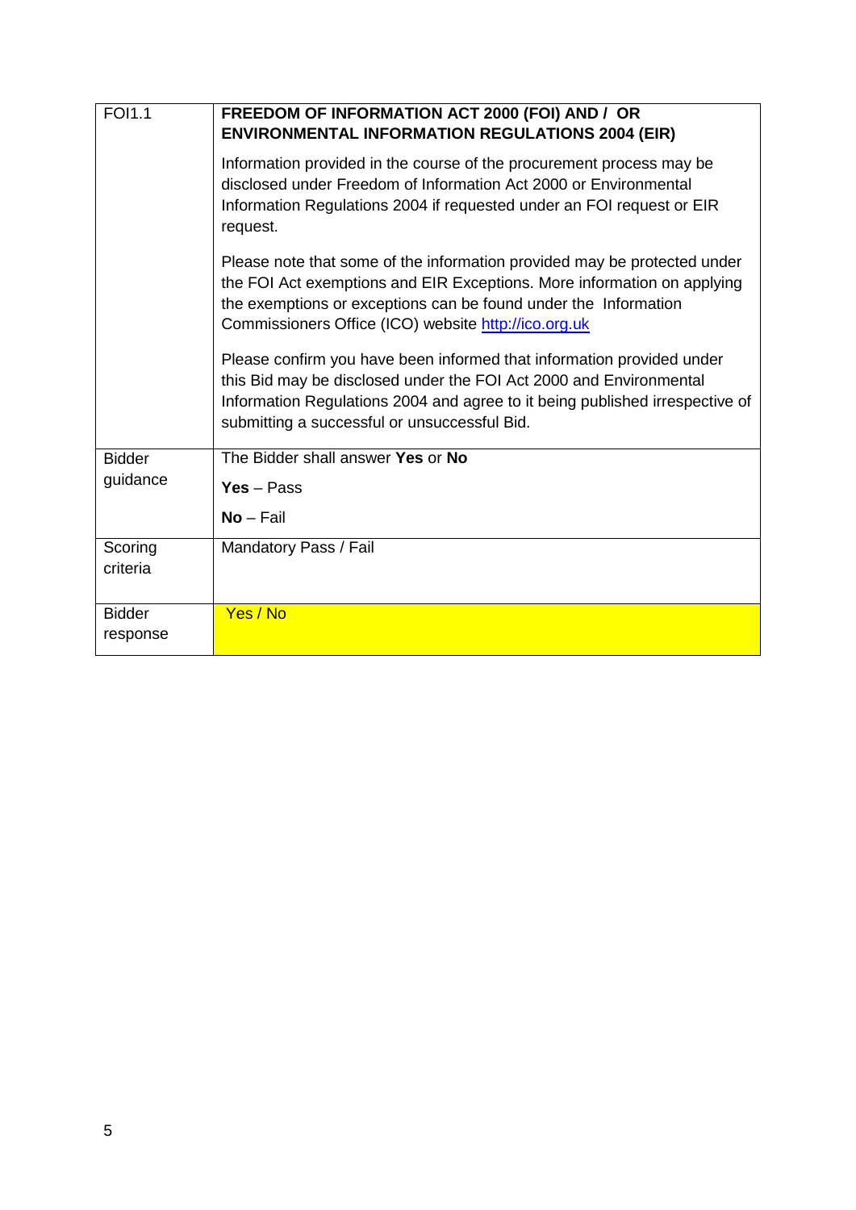| FOI1.1 | **FREEDOM OF INFORMATION ACT 2000 (FOI) AND / OR ENVIRONMENTAL INFORMATION REGULATIONS 2004 (EIR)**<br><br>Information provided in the course of the procurement process may be disclosed under Freedom of Information Act 2000 or Environmental Information Regulations 2004 if requested under an FOI request or EIR request.<br><br>Please note that some of the information provided may be protected under the FOI Act exemptions and EIR Exceptions. More information on applying the exemptions or exceptions can be found under the Information Commissioners Office (ICO) website [http://ico.org.uk](http://ico.org.uk)<br><br>Please confirm you have been informed that information provided under this Bid may be disclosed under the FOI Act 2000 and Environmental Information Regulations 2004 and agree to it being published irrespective of submitting a successful or unsuccessful Bid. |
|---|---|
| Bidder guidance | The Bidder shall answer **Yes** or **No**<br><br>**Yes** – Pass<br><br>**No** – Fail |
| Scoring criteria | Mandatory Pass / Fail |
| Bidder response | Yes / No |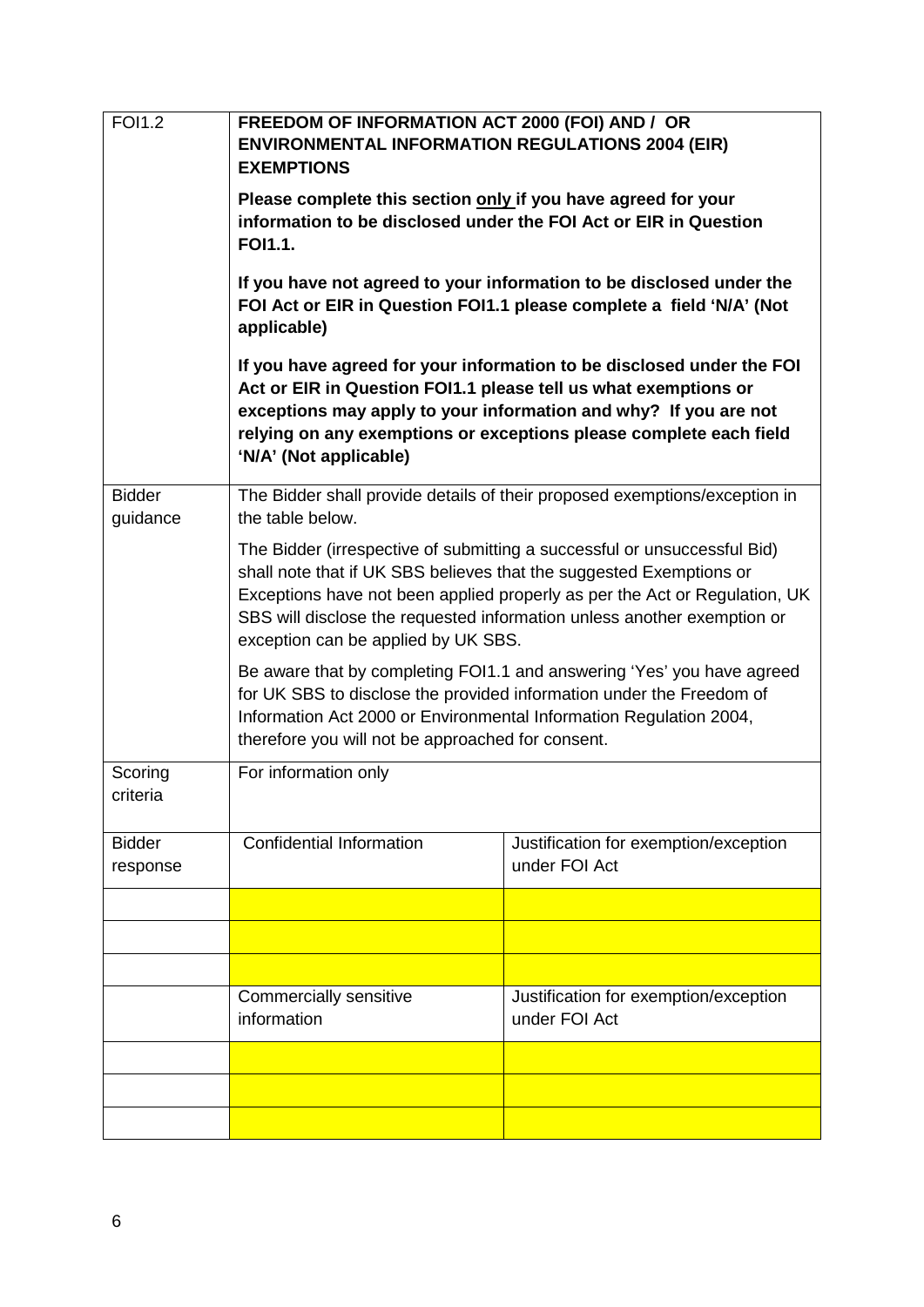| FOI1.2 | **FREEDOM OF INFORMATION ACT 2000 (FOI) AND / OR ENVIRONMENTAL INFORMATION REGULATIONS 2004 (EIR) EXEMPTIONS**<br><br>**Please complete this section only if you have agreed for your information to be disclosed under the FOI Act or EIR in Question FOI1.1.**<br><br>**If you have not agreed to your information to be disclosed under the FOI Act or EIR in Question FOI1.1 please complete a field 'N/A' (Not applicable)**<br><br>**If you have agreed for your information to be disclosed under the FOI Act or EIR in Question FOI1.1 please tell us what exemptions or exceptions may apply to your information and why? If you are not relying on any exemptions or exceptions please complete each field 'N/A' (Not applicable)** | |
|---|---|---|
| Bidder guidance | The Bidder shall provide details of their proposed exemptions/exception in the table below.<br><br>The Bidder (irrespective of submitting a successful or unsuccessful Bid) shall note that if UK SBS believes that the suggested Exemptions or Exceptions have not been applied properly as per the Act or Regulation, UK SBS will disclose the requested information unless another exemption or exception can be applied by UK SBS.<br><br>Be aware that by completing FOI1.1 and answering 'Yes' you have agreed for UK SBS to disclose the provided information under the Freedom of Information Act 2000 or Environmental Information Regulation 2004, therefore you will not be approached for consent. | |
| Scoring criteria | For information only | |
| Bidder response | Confidential Information | Justification for exemption/exception under FOI Act |
| | | |
| | | |
| | | |
| | Commercially sensitive information | Justification for exemption/exception under FOI Act |
| | | |
| | | |
| | | |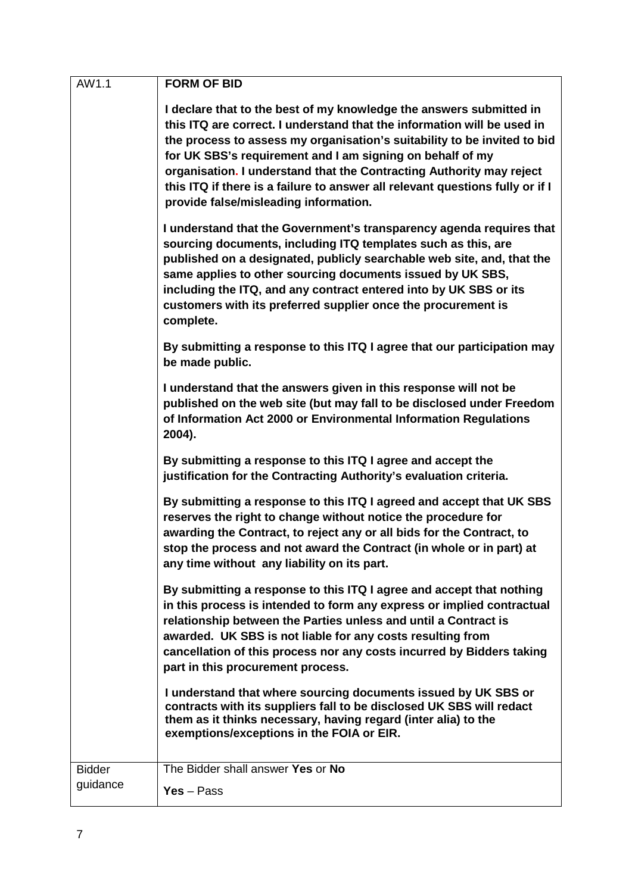| AW1.1 | **FORM OF BID**<br><br>**I declare that to the best of my knowledge the answers submitted in this ITQ are correct. I understand that the information will be used in the process to assess my organisation's suitability to be invited to bid for UK SBS's requirement and I am signing on behalf of my organisation. I understand that the Contracting Authority may reject this ITQ if there is a failure to answer all relevant questions fully or if I provide false/misleading information.**<br><br>**I understand that the Government's transparency agenda requires that sourcing documents, including ITQ templates such as this, are published on a designated, publicly searchable web site, and, that the same applies to other sourcing documents issued by UK SBS, including the ITQ, and any contract entered into by UK SBS or its customers with its preferred supplier once the procurement is complete.**<br><br>**By submitting a response to this ITQ I agree that our participation may be made public.**<br><br>**I understand that the answers given in this response will not be published on the web site (but may fall to be disclosed under Freedom of Information Act 2000 or Environmental Information Regulations 2004).**<br><br>**By submitting a response to this ITQ I agree and accept the justification for the Contracting Authority's evaluation criteria.**<br><br>**By submitting a response to this ITQ I agreed and accept that UK SBS reserves the right to change without notice the procedure for awarding the Contract, to reject any or all bids for the Contract, to stop the process and not award the Contract (in whole or in part) at any time without any liability on its part.**<br><br>**By submitting a response to this ITQ I agree and accept that nothing in this process is intended to form any express or implied contractual relationship between the Parties unless and until a Contract is awarded. UK SBS is not liable for any costs resulting from cancellation of this process nor any costs incurred by Bidders taking part in this procurement process.**<br><br>**I understand that where sourcing documents issued by UK SBS or contracts with its suppliers fall to be disclosed UK SBS will redact them as it thinks necessary, having regard (inter alia) to the exemptions/exceptions in the FOIA or EIR.** |
|---|---|
| Bidder guidance | The Bidder shall answer **Yes** or **No**<br><br>**Yes** – Pass |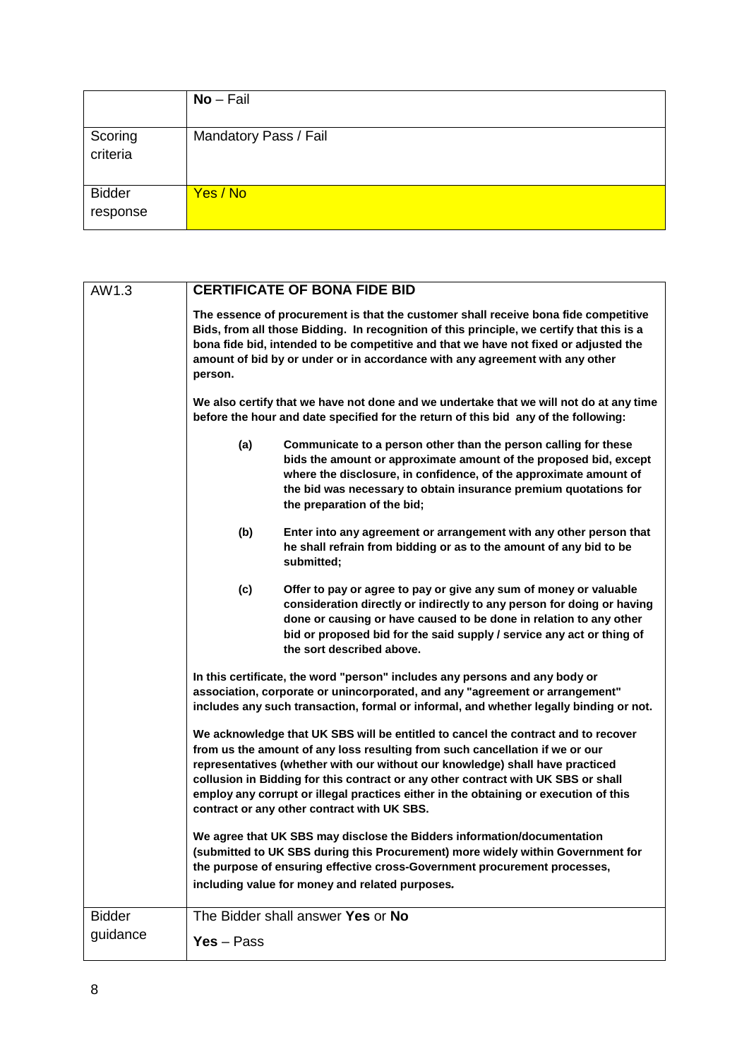| | |
|---|---|
| | **No** – Fail |
| Scoring criteria | Mandatory Pass / Fail |
| Bidder response | Yes / No |

| | |
|---|---|
| AW1.3 | **CERTIFICATE OF BONA FIDE BID**<br><br>**The essence of procurement is that the customer shall receive bona fide competitive Bids, from all those Bidding. In recognition of this principle, we certify that this is a bona fide bid, intended to be competitive and that we have not fixed or adjusted the amount of bid by or under or in accordance with any agreement with any other person.**<br><br>**We also certify that we have not done and we undertake that we will not do at any time before the hour and date specified for the return of this bid any of the following:**<br><br>**(a) Communicate to a person other than the person calling for these bids the amount or approximate amount of the proposed bid, except where the disclosure, in confidence, of the approximate amount of the bid was necessary to obtain insurance premium quotations for the preparation of the bid;**<br><br>**(b) Enter into any agreement or arrangement with any other person that he shall refrain from bidding or as to the amount of any bid to be submitted;**<br><br>**(c) Offer to pay or agree to pay or give any sum of money or valuable consideration directly or indirectly to any person for doing or having done or causing or have caused to be done in relation to any other bid or proposed bid for the said supply / service any act or thing of the sort described above.**<br><br>**In this certificate, the word "person" includes any persons and any body or association, corporate or unincorporated, and any "agreement or arrangement" includes any such transaction, formal or informal, and whether legally binding or not.**<br><br>**We acknowledge that UK SBS will be entitled to cancel the contract and to recover from us the amount of any loss resulting from such cancellation if we or our representatives (whether with our without our knowledge) shall have practiced collusion in Bidding for this contract or any other contract with UK SBS or shall employ any corrupt or illegal practices either in the obtaining or execution of this contract or any other contract with UK SBS.**<br><br>**We agree that UK SBS may disclose the Bidders information/documentation (submitted to UK SBS during this Procurement) more widely within Government for the purpose of ensuring effective cross-Government procurement processes, including value for money and related purposes.** |
| Bidder guidance | The Bidder shall answer **Yes** or **No**<br><br>**Yes** – Pass |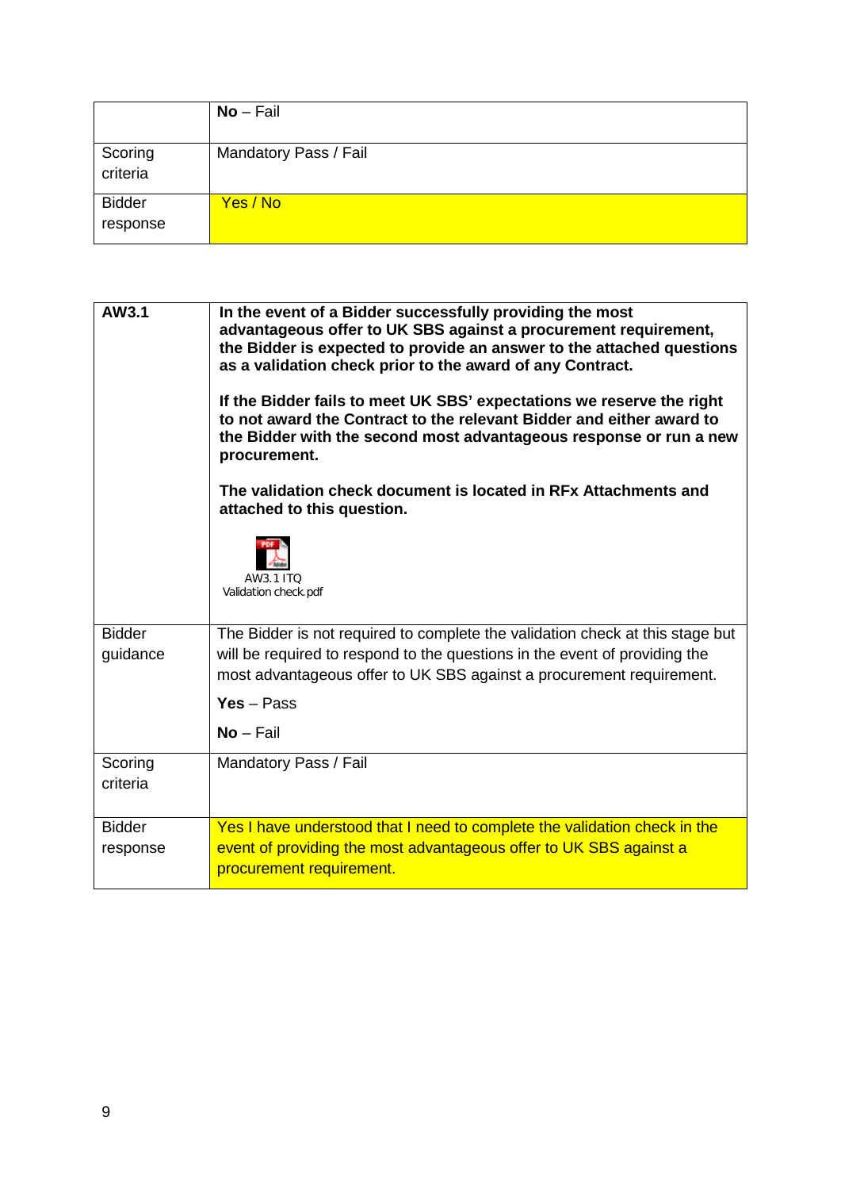|  | **No** – Fail |
|---|---|
| Scoring criteria | Mandatory Pass / Fail |
| Bidder response | Yes / No |

| **AW3.1** | **In the event of a Bidder successfully providing the most advantageous offer to UK SBS against a procurement requirement, the Bidder is expected to provide an answer to the attached questions as a validation check prior to the award of any Contract.**<br><br>**If the Bidder fails to meet UK SBS' expectations we reserve the right to not award the Contract to the relevant Bidder and either award to the Bidder with the second most advantageous response or run a new procurement.**<br><br>**The validation check document is located in RFx Attachments and attached to this question.**<br><br>AW3.1 ITQ Validation check.pdf |
|---|---|
| Bidder guidance | The Bidder is not required to complete the validation check at this stage but will be required to respond to the questions in the event of providing the most advantageous offer to UK SBS against a procurement requirement.<br><br>**Yes** – Pass<br><br>**No** – Fail |
| Scoring criteria | Mandatory Pass / Fail |
| Bidder response | Yes I have understood that I need to complete the validation check in the event of providing the most advantageous offer to UK SBS against a procurement requirement. |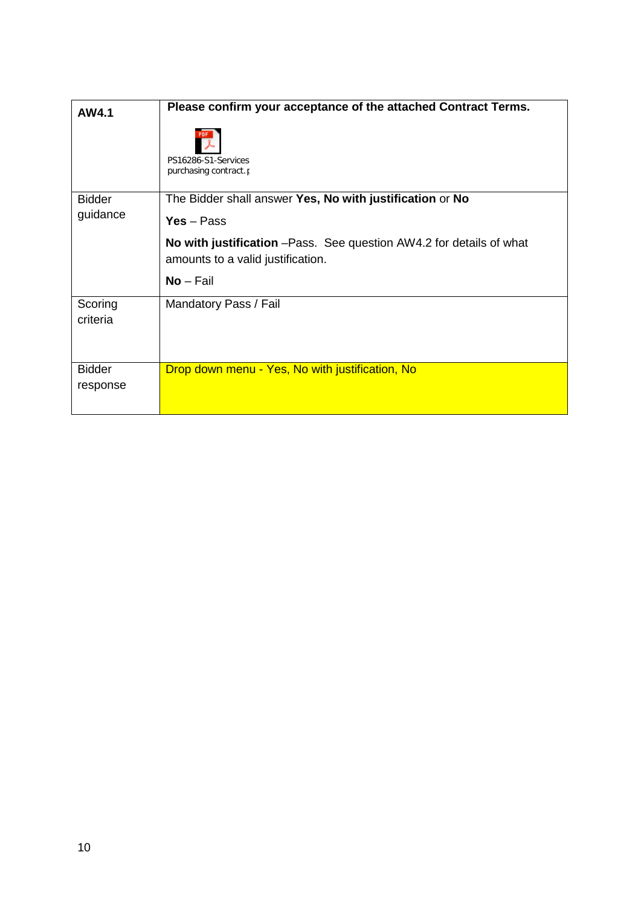| **AW4.1** | **Please confirm your acceptance of the attached Contract Terms.**<br><br>PS16286-S1-Services purchasing contract.p |
| --- | --- |
| Bidder guidance | The Bidder shall answer **Yes, No with justification** or **No**<br><br>**Yes** – Pass<br><br>**No with justification** –Pass. See question AW4.2 for details of what amounts to a valid justification.<br><br>**No** – Fail |
| Scoring criteria | Mandatory Pass / Fail |
| Bidder response | Drop down menu - Yes, No with justification, No |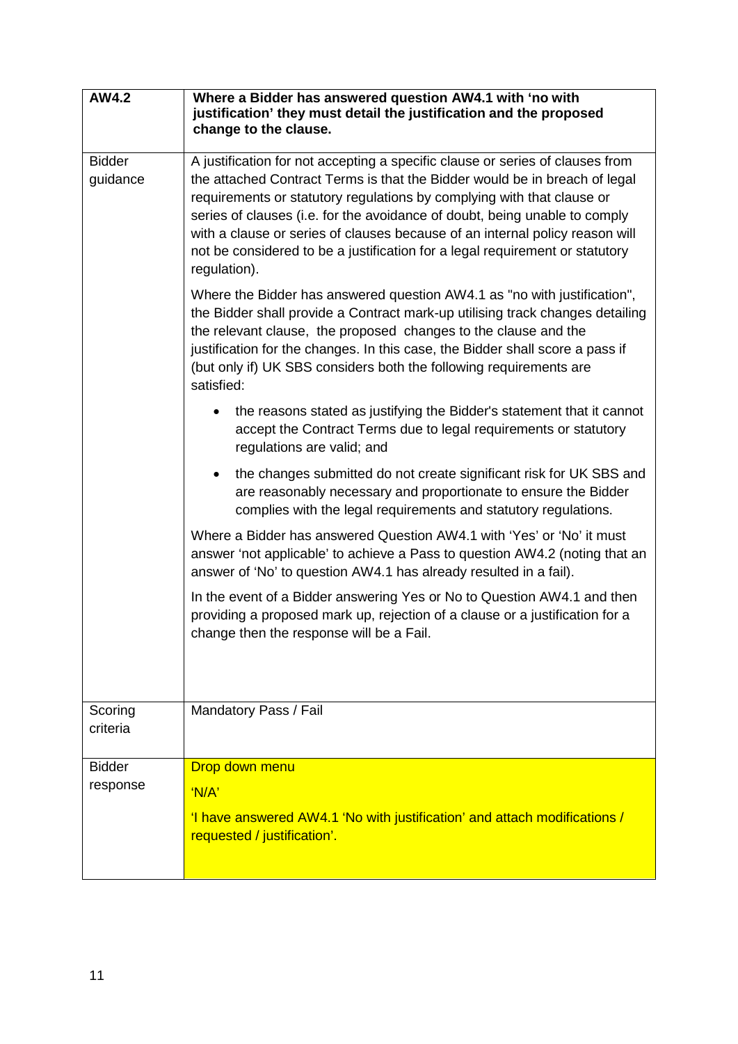| AW4.2 | **Where a Bidder has answered question AW4.1 with 'no with justification' they must detail the justification and the proposed change to the clause.** |
|---|---|
| Bidder guidance | A justification for not accepting a specific clause or series of clauses from the attached Contract Terms is that the Bidder would be in breach of legal requirements or statutory regulations by complying with that clause or series of clauses (i.e. for the avoidance of doubt, being unable to comply with a clause or series of clauses because of an internal policy reason will not be considered to be a justification for a legal requirement or statutory regulation).<br><br>Where the Bidder has answered question AW4.1 as "no with justification", the Bidder shall provide a Contract mark-up utilising track changes detailing the relevant clause, the proposed changes to the clause and the justification for the changes. In this case, the Bidder shall score a pass if (but only if) UK SBS considers both the following requirements are satisfied:<br><br>• the reasons stated as justifying the Bidder's statement that it cannot accept the Contract Terms due to legal requirements or statutory regulations are valid; and<br><br>• the changes submitted do not create significant risk for UK SBS and are reasonably necessary and proportionate to ensure the Bidder complies with the legal requirements and statutory regulations.<br><br>Where a Bidder has answered Question AW4.1 with 'Yes' or 'No' it must answer 'not applicable' to achieve a Pass to question AW4.2 (noting that an answer of 'No' to question AW4.1 has already resulted in a fail).<br><br>In the event of a Bidder answering Yes or No to Question AW4.1 and then providing a proposed mark up, rejection of a clause or a justification for a change then the response will be a Fail. |
| Scoring criteria | Mandatory Pass / Fail |
| Bidder response | Drop down menu<br><br>'N/A'<br><br>'I have answered AW4.1 'No with justification' and attach modifications / requested / justification'. |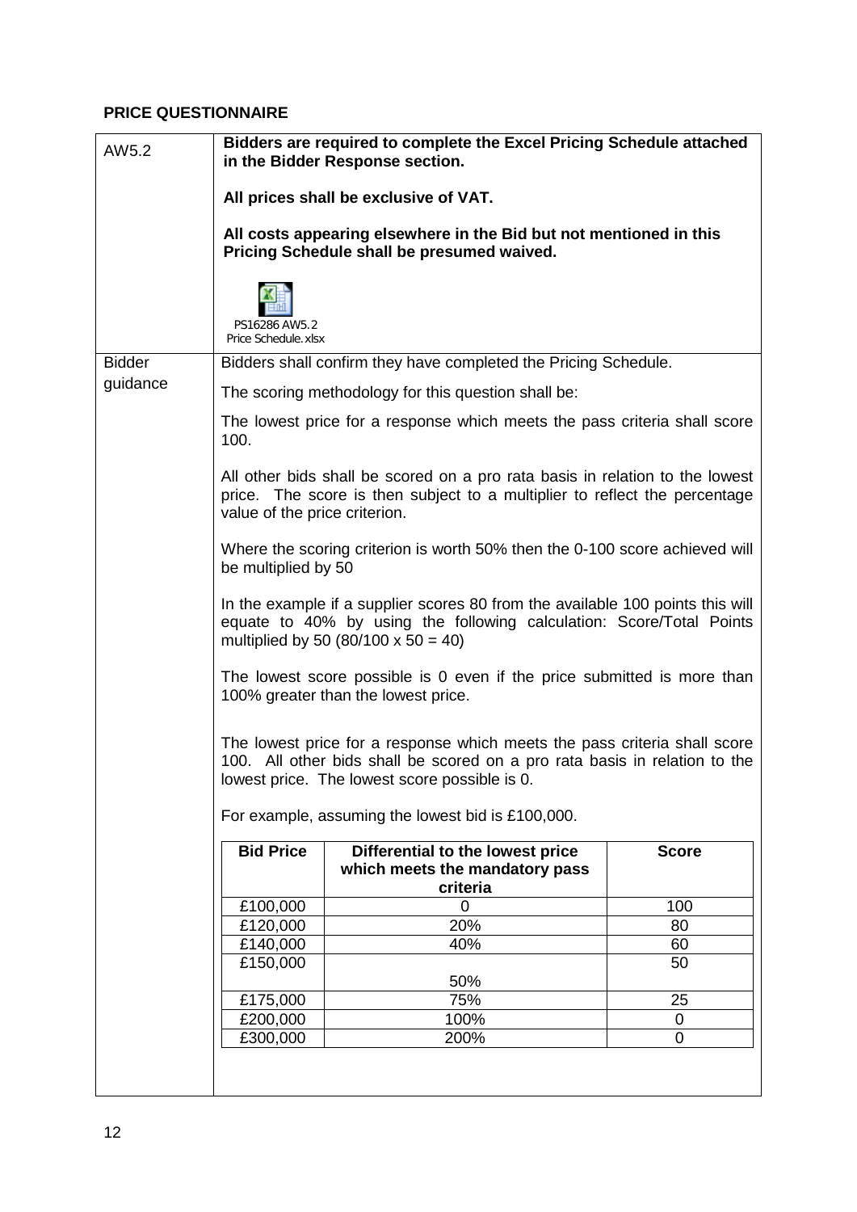**PRICE QUESTIONNAIRE**

| AW5.2 | **Bidders are required to complete the Excel Pricing Schedule attached in the Bidder Response section.**<br><br>**All prices shall be exclusive of VAT.**<br><br>**All costs appearing elsewhere in the Bid but not mentioned in this Pricing Schedule shall be presumed waived.**<br><br>PS16286 AW5.2 Price Schedule.xlsx |
|---|---|
| Bidder guidance | Bidders shall confirm they have completed the Pricing Schedule.<br><br>The scoring methodology for this question shall be:<br><br>The lowest price for a response which meets the pass criteria shall score 100.<br><br>All other bids shall be scored on a pro rata basis in relation to the lowest price. The score is then subject to a multiplier to reflect the percentage value of the price criterion.<br><br>Where the scoring criterion is worth 50% then the 0-100 score achieved will be multiplied by 50<br><br>In the example if a supplier scores 80 from the available 100 points this will equate to 40% by using the following calculation: Score/Total Points multiplied by 50 (80/100 x 50 = 40)<br><br>The lowest score possible is 0 even if the price submitted is more than 100% greater than the lowest price.<br><br>The lowest price for a response which meets the pass criteria shall score 100. All other bids shall be scored on a pro rata basis in relation to the lowest price. The lowest score possible is 0.<br><br>For example, assuming the lowest bid is £100,000. |

| Bid Price | Differential to the lowest price which meets the mandatory pass criteria | Score |
|---|---|---|
| £100,000 | 0 | 100 |
| £120,000 | 20% | 80 |
| £140,000 | 40% | 60 |
| £150,000 | 50% | 50 |
| £175,000 | 75% | 25 |
| £200,000 | 100% | 0 |
| £300,000 | 200% | 0 |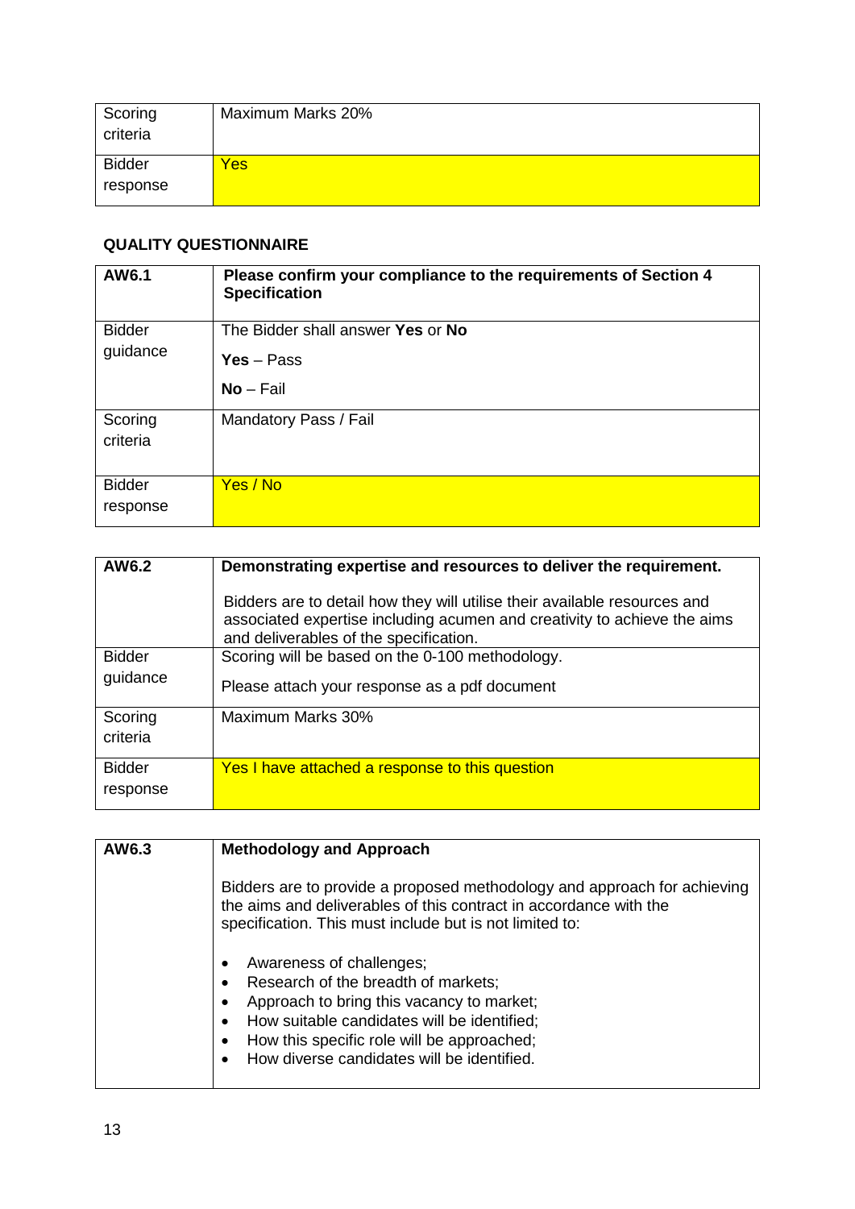| Scoring criteria | Maximum Marks 20% |
|---|---|
| Bidder response | Yes |

**QUALITY QUESTIONNAIRE**

| **AW6.1** | **Please confirm your compliance to the requirements of Section 4 Specification** |
|---|---|
| Bidder guidance | The Bidder shall answer **Yes** or **No**<br><br>**Yes** – Pass<br><br>**No** – Fail |
| Scoring criteria | Mandatory Pass / Fail |
| Bidder response | Yes / No |

| **AW6.2** | **Demonstrating expertise and resources to deliver the requirement.**<br><br>Bidders are to detail how they will utilise their available resources and associated expertise including acumen and creativity to achieve the aims and deliverables of the specification. |
|---|---|
| Bidder guidance | Scoring will be based on the 0-100 methodology.<br><br>Please attach your response as a pdf document |
| Scoring criteria | Maximum Marks 30% |
| Bidder response | Yes I have attached a response to this question |

| **AW6.3** | **Methodology and Approach**<br><br>Bidders are to provide a proposed methodology and approach for achieving the aims and deliverables of this contract in accordance with the specification. This must include but is not limited to:<br><br>• Awareness of challenges;<br>• Research of the breadth of markets;<br>• Approach to bring this vacancy to market;<br>• How suitable candidates will be identified;<br>• How this specific role will be approached;<br>• How diverse candidates will be identified. |
|---|---|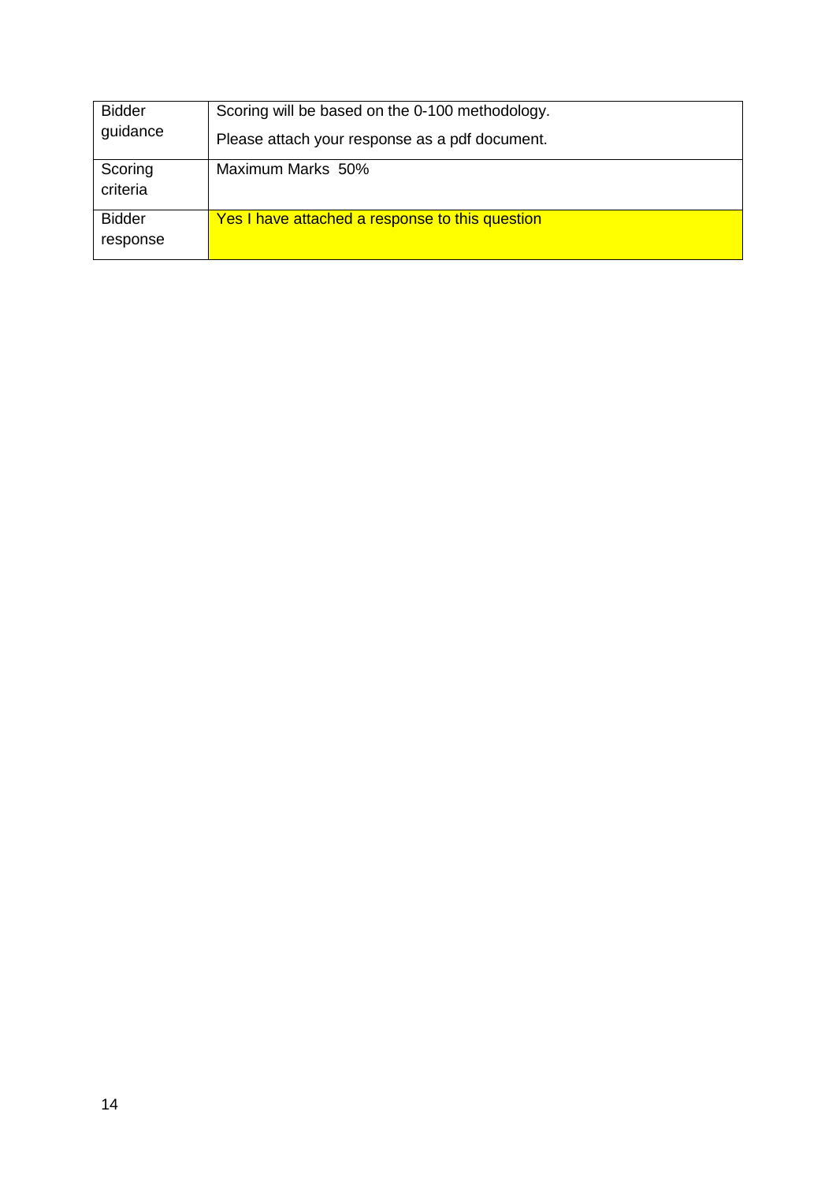| | |
|---|---|
| Bidder guidance | Scoring will be based on the 0-100 methodology.<br>Please attach your response as a pdf document. |
| Scoring criteria | Maximum Marks 50% |
| Bidder response | Yes I have attached a response to this question |